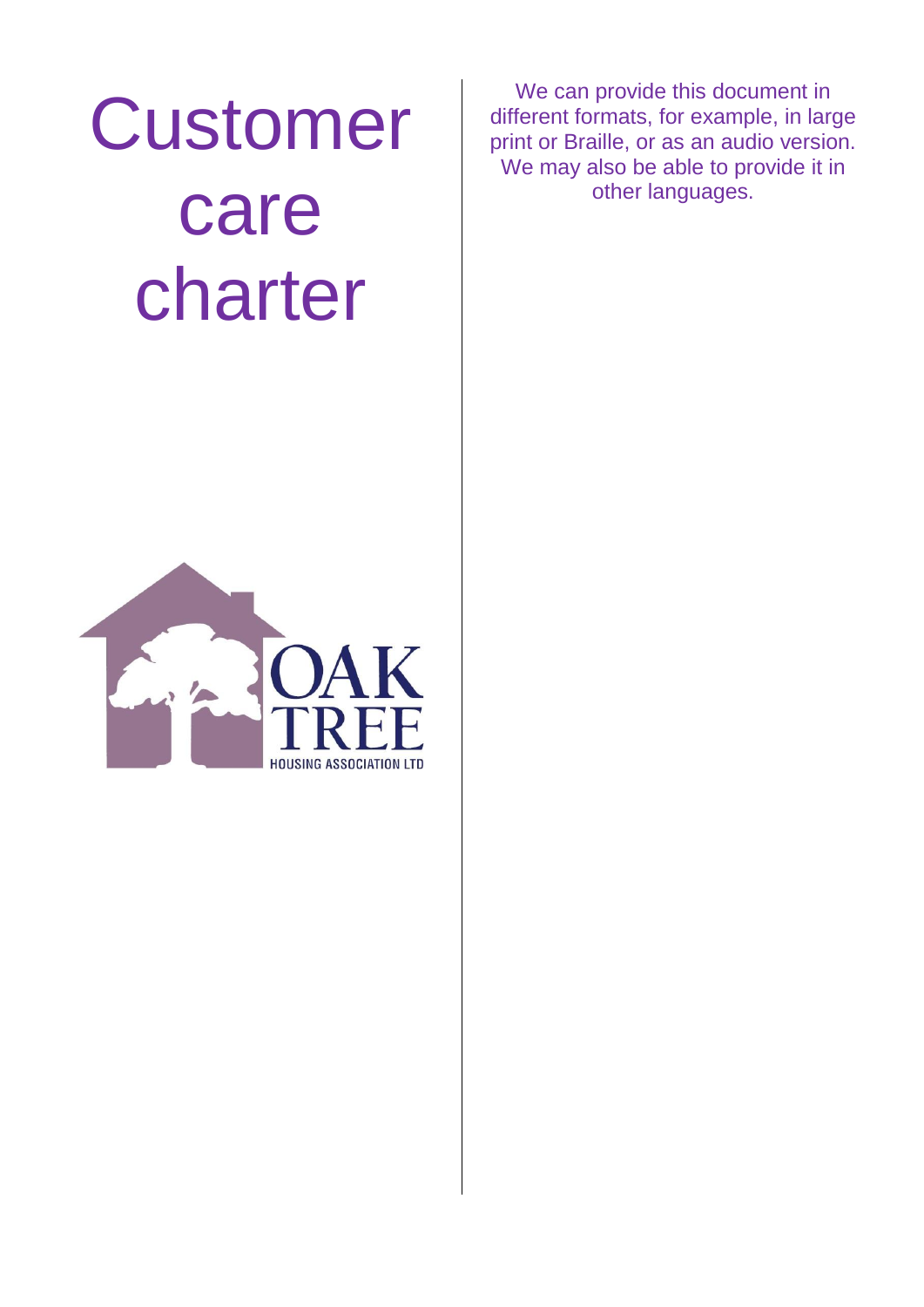# Customer care charter

We can provide this document in different formats, for example, in large print or Braille, or as an audio version. We may also be able to provide it in other languages.

OAK TREE
HOUSING ASSOCIATION LTD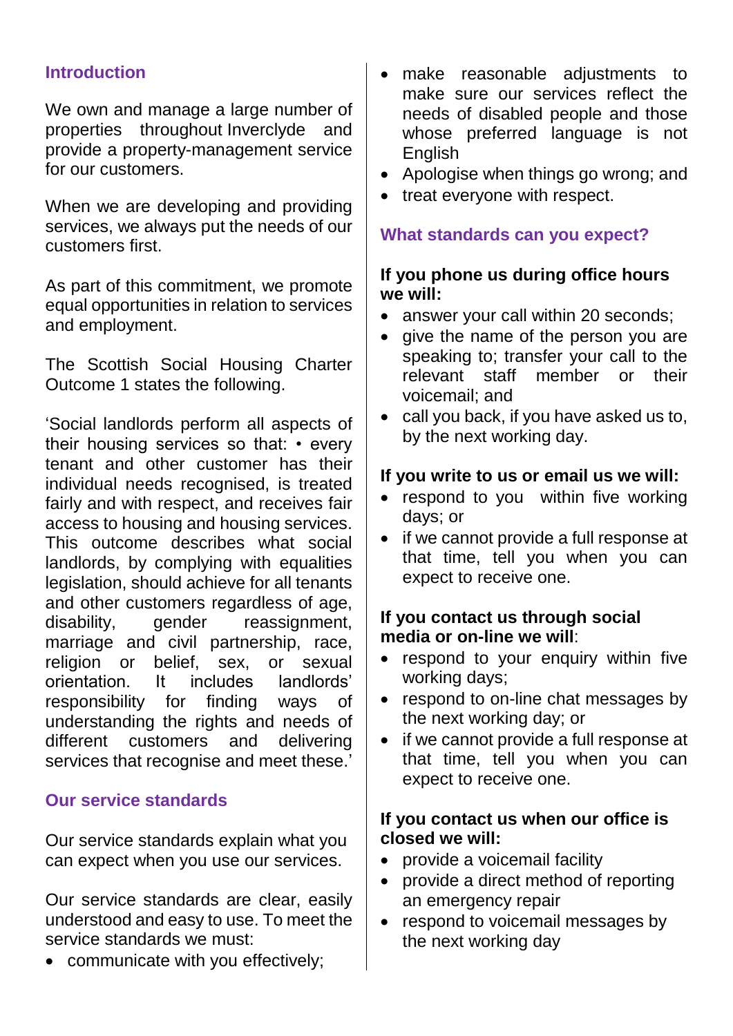## Introduction

We own and manage a large number of properties throughout Inverclyde and provide a property-management service for our customers.

When we are developing and providing services, we always put the needs of our customers first.

As part of this commitment, we promote equal opportunities in relation to services and employment.

The Scottish Social Housing Charter Outcome 1 states the following.

'Social landlords perform all aspects of their housing services so that: • every tenant and other customer has their individual needs recognised, is treated fairly and with respect, and receives fair access to housing and housing services. This outcome describes what social landlords, by complying with equalities legislation, should achieve for all tenants and other customers regardless of age, disability, gender reassignment, marriage and civil partnership, race, religion or belief, sex, or sexual orientation. It includes landlords' responsibility for finding ways of understanding the rights and needs of different customers and delivering services that recognise and meet these.'

## Our service standards

Our service standards explain what you can expect when you use our services.

Our service standards are clear, easily understood and easy to use. To meet the service standards we must:

- communicate with you effectively;
- make reasonable adjustments to make sure our services reflect the needs of disabled people and those whose preferred language is not English
- Apologise when things go wrong; and
- treat everyone with respect.

## What standards can you expect?

**If you phone us during office hours we will:**

- answer your call within 20 seconds;
- give the name of the person you are speaking to; transfer your call to the relevant staff member or their voicemail; and
- call you back, if you have asked us to, by the next working day.

**If you write to us or email us we will:**

- respond to you within five working days; or
- if we cannot provide a full response at that time, tell you when you can expect to receive one.

**If you contact us through social media or on-line we will**:

- respond to your enquiry within five working days;
- respond to on-line chat messages by the next working day; or
- if we cannot provide a full response at that time, tell you when you can expect to receive one.

**If you contact us when our office is closed we will:**

- provide a voicemail facility
- provide a direct method of reporting an emergency repair
- respond to voicemail messages by the next working day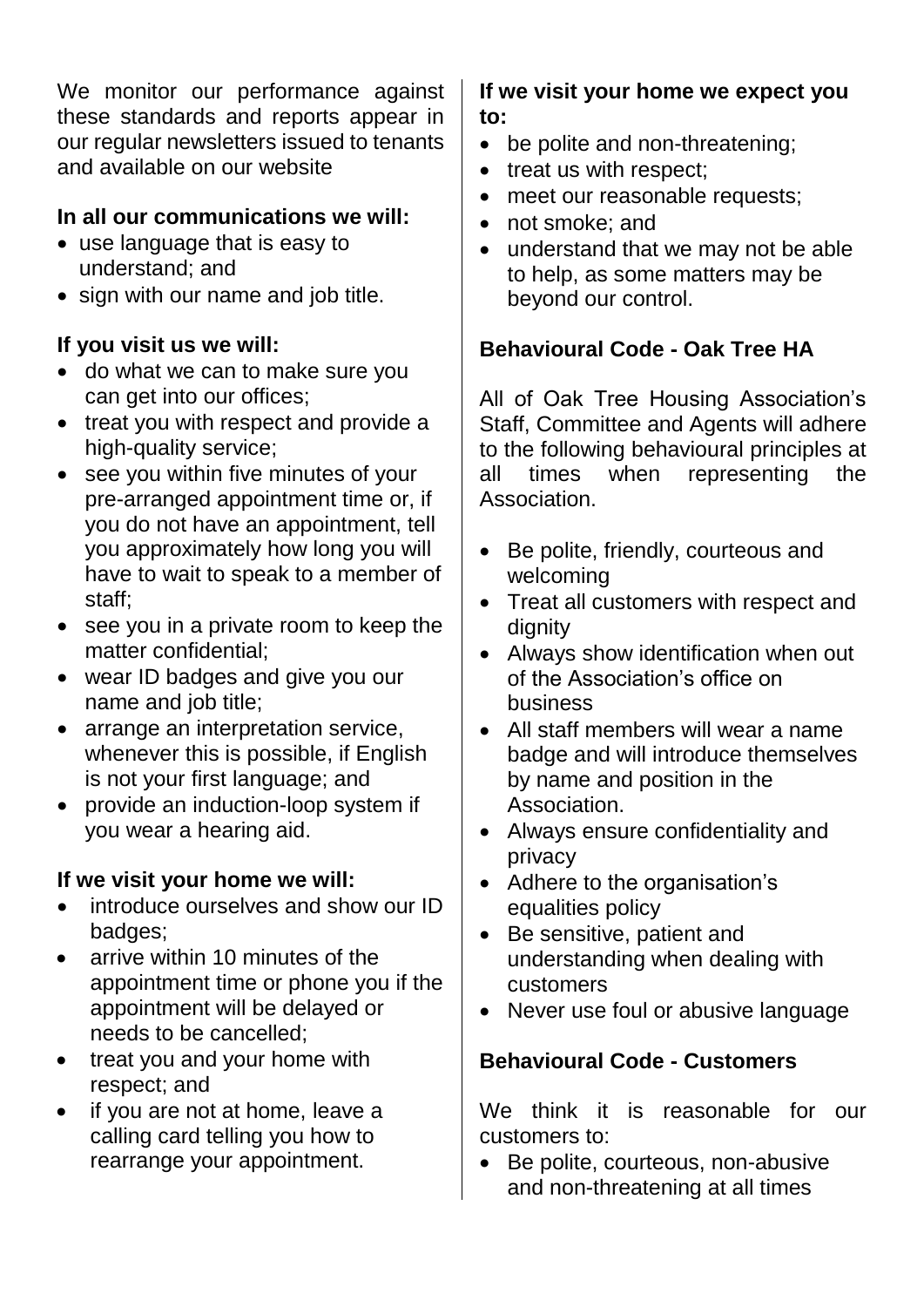We monitor our performance against these standards and reports appear in our regular newsletters issued to tenants and available on our website

**In all our communications we will:**

- use language that is easy to understand; and
- sign with our name and job title.

**If you visit us we will:**

- do what we can to make sure you can get into our offices;
- treat you with respect and provide a high-quality service;
- see you within five minutes of your pre-arranged appointment time or, if you do not have an appointment, tell you approximately how long you will have to wait to speak to a member of staff;
- see you in a private room to keep the matter confidential;
- wear ID badges and give you our name and job title;
- arrange an interpretation service, whenever this is possible, if English is not your first language; and
- provide an induction-loop system if you wear a hearing aid.

**If we visit your home we will:**

- introduce ourselves and show our ID badges;
- arrive within 10 minutes of the appointment time or phone you if the appointment will be delayed or needs to be cancelled;
- treat you and your home with respect; and
- if you are not at home, leave a calling card telling you how to rearrange your appointment.

**If we visit your home we expect you to:**

- be polite and non-threatening;
- treat us with respect;
- meet our reasonable requests;
- not smoke; and
- understand that we may not be able to help, as some matters may be beyond our control.

**Behavioural Code - Oak Tree HA**

All of Oak Tree Housing Association's Staff, Committee and Agents will adhere to the following behavioural principles at all times when representing the Association.

- Be polite, friendly, courteous and welcoming
- Treat all customers with respect and dignity
- Always show identification when out of the Association's office on business
- All staff members will wear a name badge and will introduce themselves by name and position in the Association.
- Always ensure confidentiality and privacy
- Adhere to the organisation's equalities policy
- Be sensitive, patient and understanding when dealing with customers
- Never use foul or abusive language

**Behavioural Code - Customers**

We think it is reasonable for our customers to:

- Be polite, courteous, non-abusive and non-threatening at all times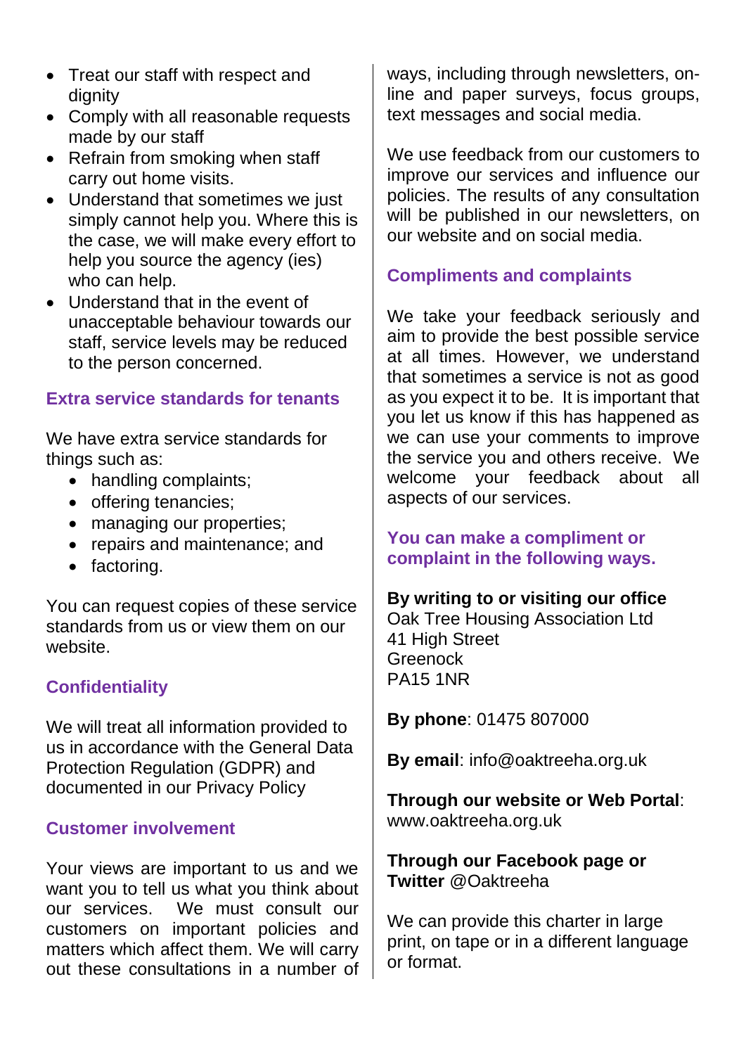- Treat our staff with respect and dignity
- Comply with all reasonable requests made by our staff
- Refrain from smoking when staff carry out home visits.
- Understand that sometimes we just simply cannot help you. Where this is the case, we will make every effort to help you source the agency (ies) who can help.
- Understand that in the event of unacceptable behaviour towards our staff, service levels may be reduced to the person concerned.

## Extra service standards for tenants

We have extra service standards for things such as:

- handling complaints;
- offering tenancies;
- managing our properties;
- repairs and maintenance; and
- factoring.

You can request copies of these service standards from us or view them on our website.

## Confidentiality

We will treat all information provided to us in accordance with the General Data Protection Regulation (GDPR) and documented in our Privacy Policy

## Customer involvement

Your views are important to us and we want you to tell us what you think about our services. We must consult our customers on important policies and matters which affect them. We will carry out these consultations in a number of ways, including through newsletters, on-line and paper surveys, focus groups, text messages and social media.

We use feedback from our customers to improve our services and influence our policies. The results of any consultation will be published in our newsletters, on our website and on social media.

## Compliments and complaints

We take your feedback seriously and aim to provide the best possible service at all times. However, we understand that sometimes a service is not as good as you expect it to be. It is important that you let us know if this has happened as we can use your comments to improve the service you and others receive. We welcome your feedback about all aspects of our services.

## You can make a compliment or complaint in the following ways.

**By writing to or visiting our office**
Oak Tree Housing Association Ltd
41 High Street
Greenock
PA15 1NR

**By phone**: 01475 807000

**By email**: info@oaktreeha.org.uk

**Through our website or Web Portal**:
www.oaktreeha.org.uk

**Through our Facebook page or Twitter** @Oaktreeha

We can provide this charter in large print, on tape or in a different language or format.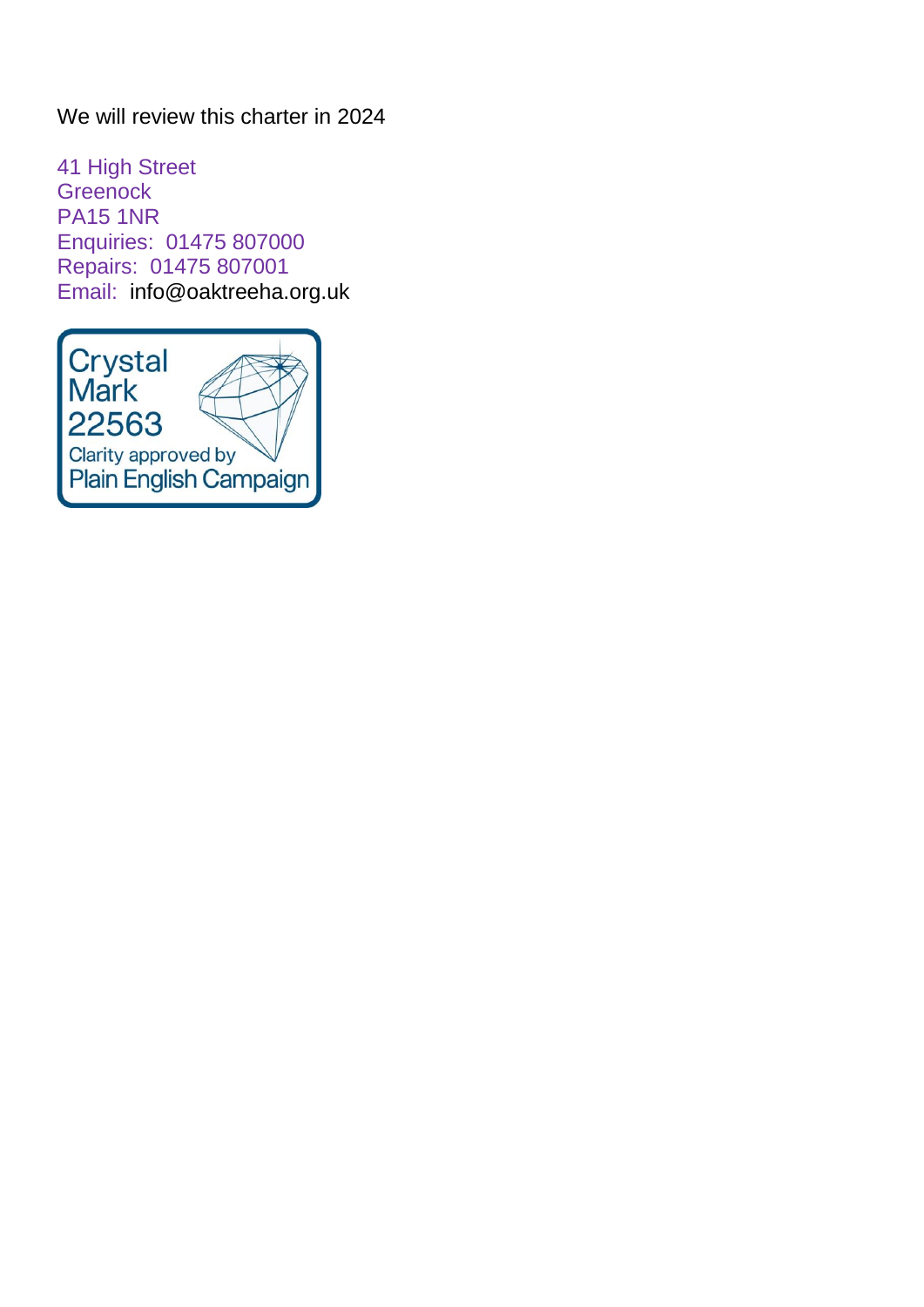We will review this charter in 2024

41 High Street
Greenock
PA15 1NR
Enquiries: 01475 807000
Repairs: 01475 807001
Email: info@oaktreeha.org.uk

Crystal Mark
22563
Clarity approved by
Plain English Campaign